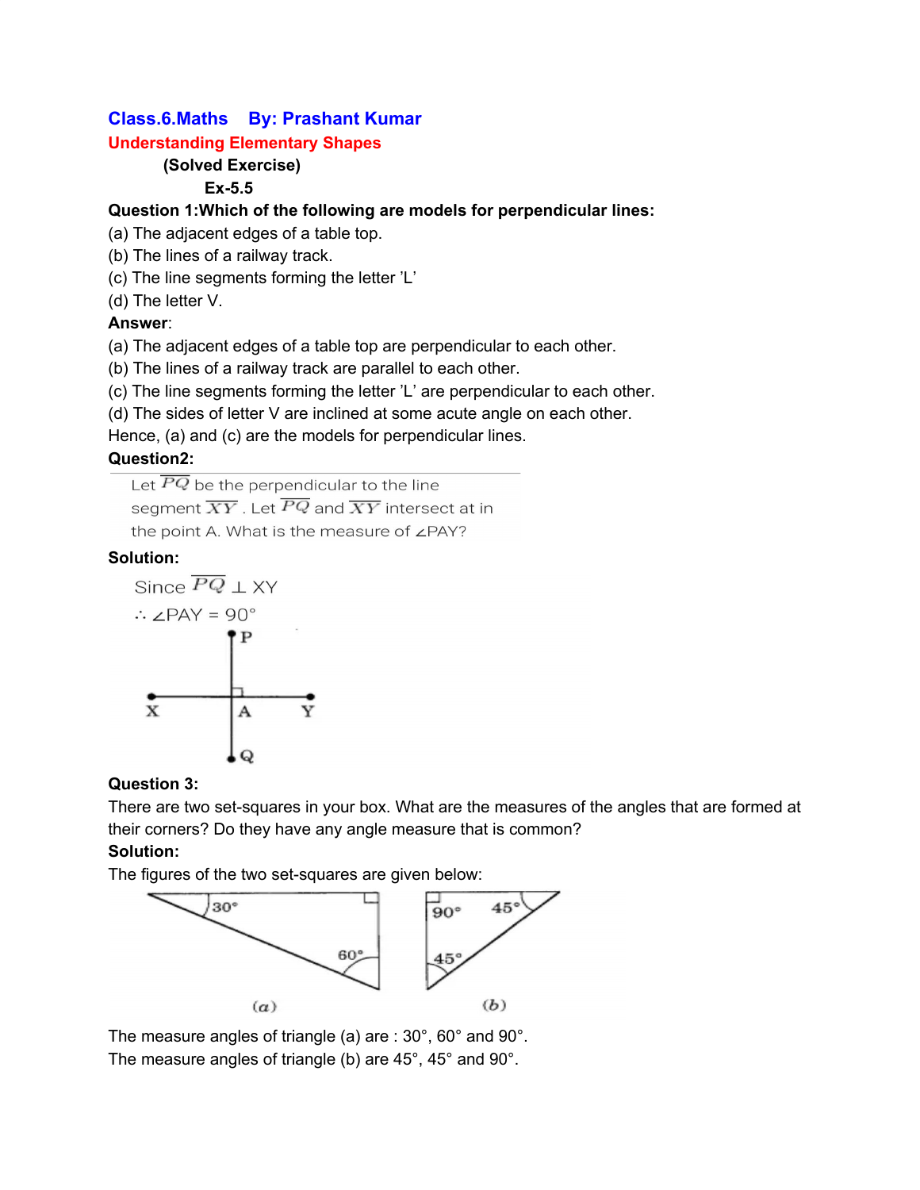**Class.6.Maths By: Prashant Kumar**

**Understanding Elementary Shapes**

**(Solved Exercise)**

**Ex-5.5**

**Question 1:Which of the following are models for perpendicular lines:**

(a) The adjacent edges of a table top.
(b) The lines of a railway track.
(c) The line segments forming the letter 'L'
(d) The letter V.

**Answer**:

(a) The adjacent edges of a table top are perpendicular to each other.
(b) The lines of a railway track are parallel to each other.
(c) The line segments forming the letter 'L' are perpendicular to each other.
(d) The sides of letter V are inclined at some acute angle on each other.
Hence, (a) and (c) are the models for perpendicular lines.

**Question2:**

Let $\overline{PQ}$ be the perpendicular to the line segment $\overline{XY}$. Let $\overline{PQ}$ and $\overline{XY}$ intersect at in the point A. What is the measure of ∠PAY?

**Solution:**

Since $\overline{PQ} \perp XY$

$\therefore \angle PAY = 90^\circ$

**Question 3:**

There are two set-squares in your box. What are the measures of the angles that are formed at their corners? Do they have any angle measure that is common?

**Solution:**

The figures of the two set-squares are given below:

The measure angles of triangle (a) are : 30°, 60° and 90°.
The measure angles of triangle (b) are 45°, 45° and 90°.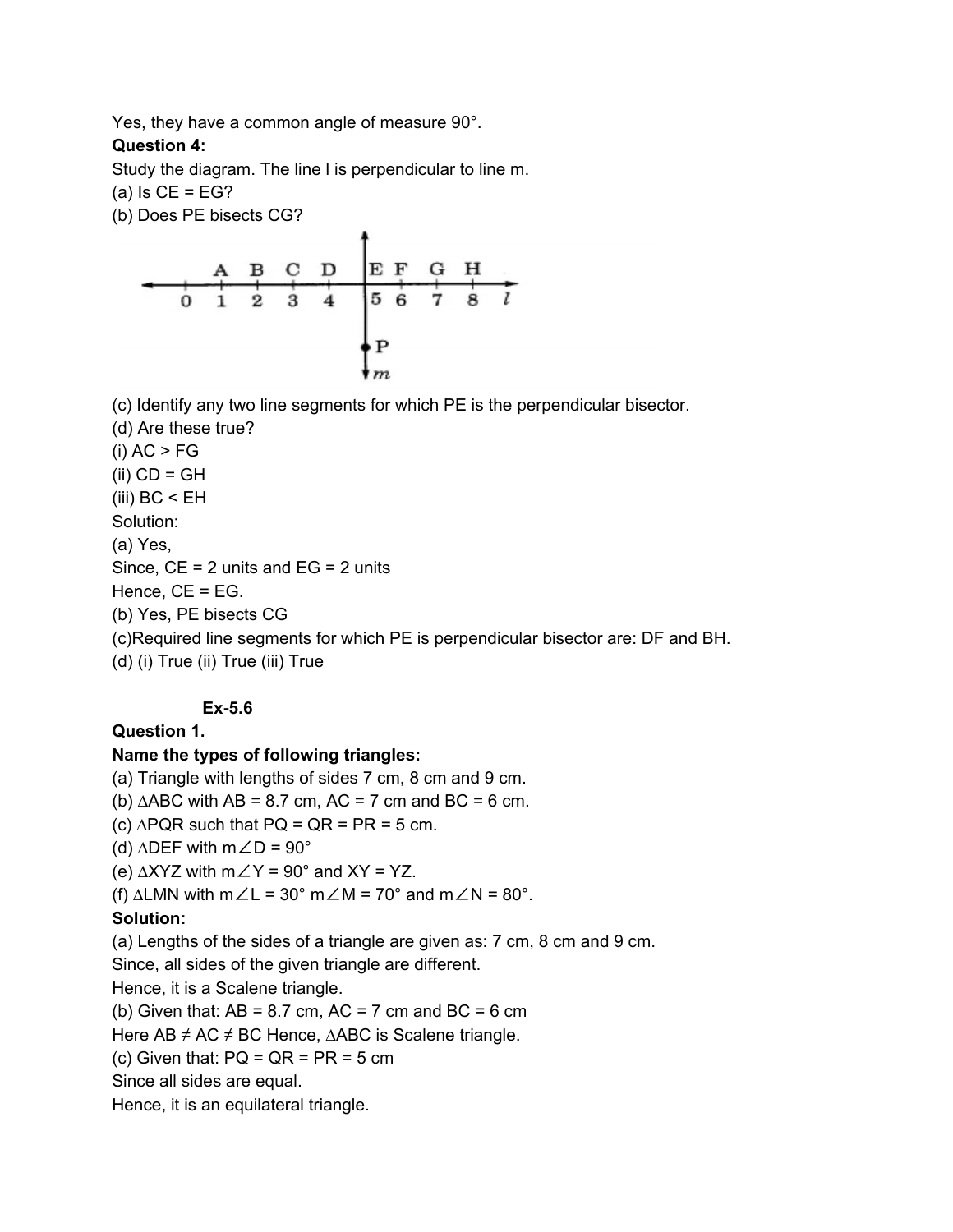Yes, they have a common angle of measure 90°.

**Question 4:**

Study the diagram. The line l is perpendicular to line m.

(a) Is CE = EG?

(b) Does PE bisects CG?

(c) Identify any two line segments for which PE is the perpendicular bisector.

(d) Are these true?

(i) AC > FG

(ii) CD = GH

(iii) BC < EH

Solution:

(a) Yes,

Since, CE = 2 units and EG = 2 units

Hence, CE = EG.

(b) Yes, PE bisects CG

(c)Required line segments for which PE is perpendicular bisector are: DF and BH.

(d) (i) True (ii) True (iii) True

### Ex-5.6

**Question 1.**

**Name the types of following triangles:**

(a) Triangle with lengths of sides 7 cm, 8 cm and 9 cm.

(b) ∆ABC with AB = 8.7 cm, AC = 7 cm and BC = 6 cm.

(c) ∆PQR such that PQ = QR = PR = 5 cm.

(d) ∆DEF with m∠D = 90°

(e) ∆XYZ with m∠Y = 90° and XY = YZ.

(f) ∆LMN with m∠L = 30° m∠M = 70° and m∠N = 80°.

**Solution:**

(a) Lengths of the sides of a triangle are given as: 7 cm, 8 cm and 9 cm.

Since, all sides of the given triangle are different.

Hence, it is a Scalene triangle.

(b) Given that: AB = 8.7 cm, AC = 7 cm and BC = 6 cm

Here AB ≠ AC ≠ BC Hence, ∆ABC is Scalene triangle.

(c) Given that: PQ = QR = PR = 5 cm

Since all sides are equal.

Hence, it is an equilateral triangle.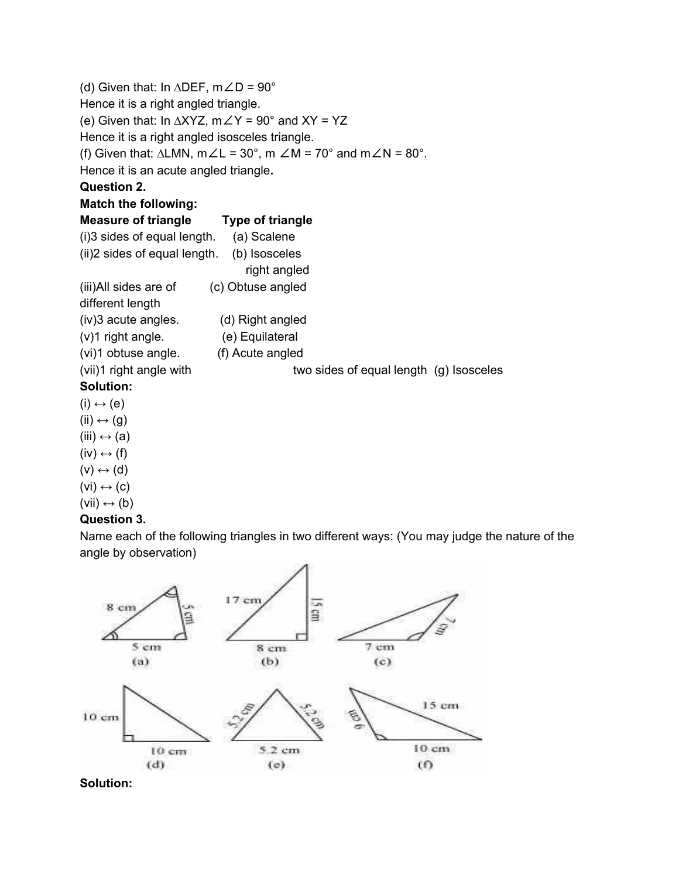(d) Given that: In ∆DEF, m∠D = 90°

Hence it is a right angled triangle.

(e) Given that: In ∆XYZ, m∠Y = 90° and XY = YZ

Hence it is a right angled isosceles triangle.

(f) Given that: ∆LMN, m∠L = 30°, m ∠M = 70° and m∠N = 80°.

Hence it is an acute angled triangle**.**

**Question 2.**

**Match the following:**

| **Measure of triangle** | **Type of triangle** |
|---|---|
| (i)3 sides of equal length. | (a) Scalene |
| (ii)2 sides of equal length. | (b) Isosceles right angled |
| (iii)All sides are of different length | (c) Obtuse angled |
| (iv)3 acute angles. | (d) Right angled |
| (v)1 right angle. | (e) Equilateral |
| (vi)1 obtuse angle. | (f) Acute angled |
| (vii)1 right angle with two sides of equal length | (g) Isosceles |

**Solution:**

(i) ↔ (e)

(ii) ↔ (g)

(iii) ↔ (a)

(iv) ↔ (f)

(v) ↔ (d)

(vi) ↔ (c)

(vii) ↔ (b)

**Question 3.**

Name each of the following triangles in two different ways: (You may judge the nature of the angle by observation)

**Solution:**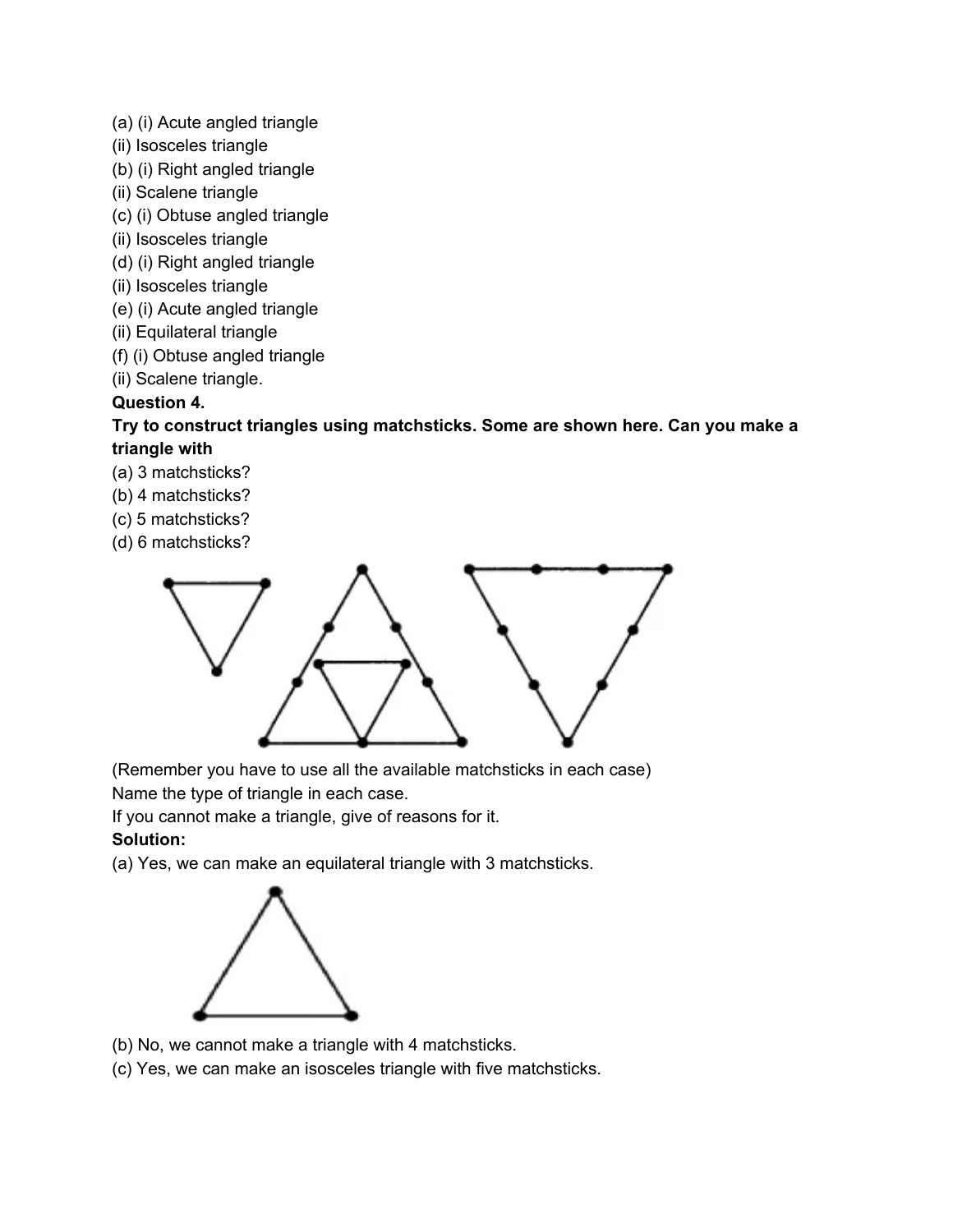(a) (i) Acute angled triangle
(ii) Isosceles triangle
(b) (i) Right angled triangle
(ii) Scalene triangle
(c) (i) Obtuse angled triangle
(ii) Isosceles triangle
(d) (i) Right angled triangle
(ii) Isosceles triangle
(e) (i) Acute angled triangle
(ii) Equilateral triangle
(f) (i) Obtuse angled triangle
(ii) Scalene triangle.

**Question 4.**

**Try to construct triangles using matchsticks. Some are shown here. Can you make a triangle with**

(a) 3 matchsticks?
(b) 4 matchsticks?
(c) 5 matchsticks?
(d) 6 matchsticks?

(Remember you have to use all the available matchsticks in each case)
Name the type of triangle in each case.
If you cannot make a triangle, give of reasons for it.

**Solution:**

(a) Yes, we can make an equilateral triangle with 3 matchsticks.

(b) No, we cannot make a triangle with 4 matchsticks.
(c) Yes, we can make an isosceles triangle with five matchsticks.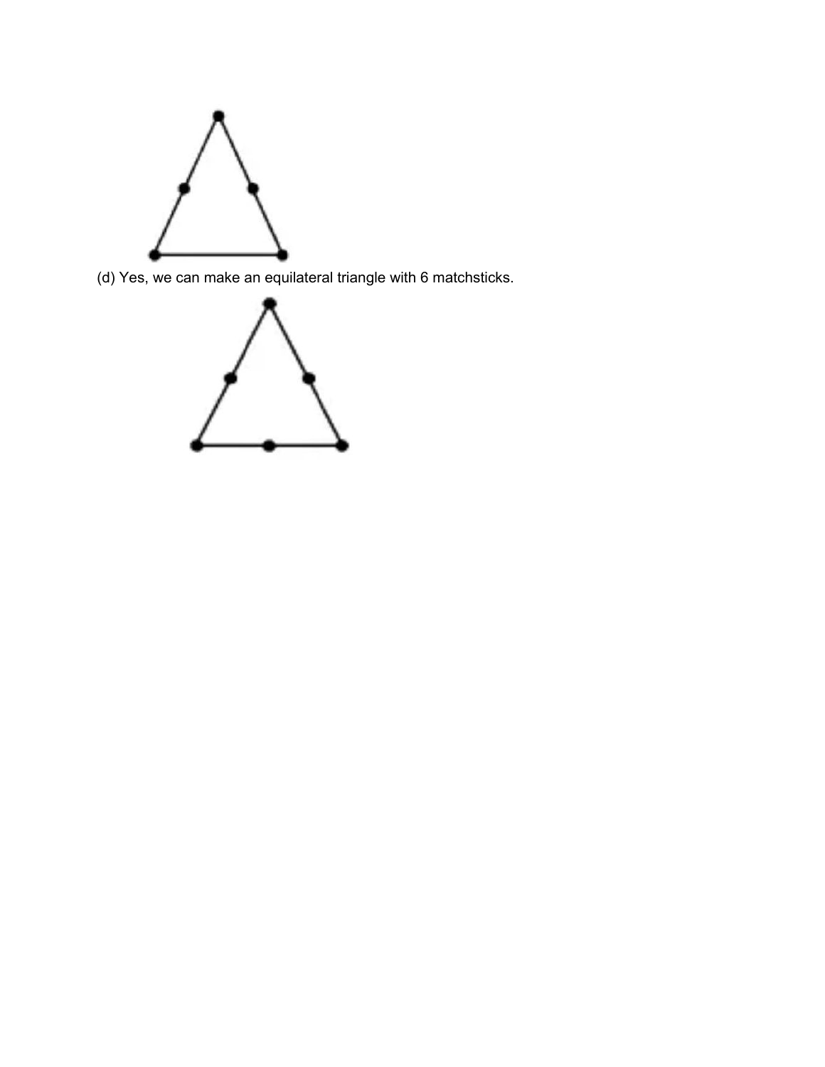(d) Yes, we can make an equilateral triangle with 6 matchsticks.